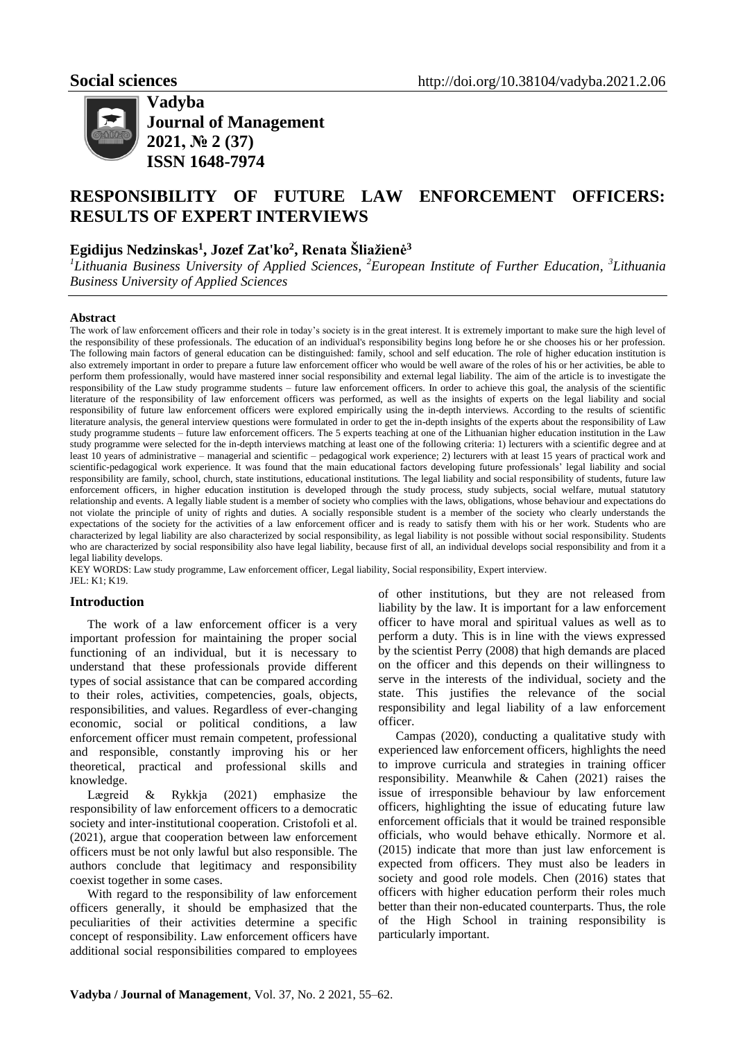**Social sciences** http://doi.org/10.38104/vadyba.2021.2.06

**Vadyba**
**Journal of Management**
**2021, № 2 (37)**
**ISSN 1648-7974**

# RESPONSIBILITY OF FUTURE LAW ENFORCEMENT OFFICERS: RESULTS OF EXPERT INTERVIEWS

**Egidijus Nedzinskas[1], Jozef Zat'ko[2], Renata Šliažienė[3]**

*[1]Lithuania Business University of Applied Sciences, [2]European Institute of Further Education, [3]Lithuania Business University of Applied Sciences*

### Abstract

The work of law enforcement officers and their role in today's society is in the great interest. It is extremely important to make sure the high level of the responsibility of these professionals. The education of an individual's responsibility begins long before he or she chooses his or her profession. The following main factors of general education can be distinguished: family, school and self education. The role of higher education institution is also extremely important in order to prepare a future law enforcement officer who would be well aware of the roles of his or her activities, be able to perform them professionally, would have mastered inner social responsibility and external legal liability. The aim of the article is to investigate the responsibility of the Law study programme students – future law enforcement officers. In order to achieve this goal, the analysis of the scientific literature of the responsibility of law enforcement officers was performed, as well as the insights of experts on the legal liability and social responsibility of future law enforcement officers were explored empirically using the in-depth interviews. According to the results of scientific literature analysis, the general interview questions were formulated in order to get the in-depth insights of the experts about the responsibility of Law study programme students – future law enforcement officers. The 5 experts teaching at one of the Lithuanian higher education institution in the Law study programme were selected for the in-depth interviews matching at least one of the following criteria: 1) lecturers with a scientific degree and at least 10 years of administrative – managerial and scientific – pedagogical work experience; 2) lecturers with at least 15 years of practical work and scientific-pedagogical work experience. It was found that the main educational factors developing future professionals' legal liability and social responsibility are family, school, church, state institutions, educational institutions. The legal liability and social responsibility of students, future law enforcement officers, in higher education institution is developed through the study process, study subjects, social welfare, mutual statutory relationship and events. A legally liable student is a member of society who complies with the laws, obligations, whose behaviour and expectations do not violate the principle of unity of rights and duties. A socially responsible student is a member of the society who clearly understands the expectations of the society for the activities of a law enforcement officer and is ready to satisfy them with his or her work. Students who are characterized by legal liability are also characterized by social responsibility, as legal liability is not possible without social responsibility. Students who are characterized by social responsibility also have legal liability, because first of all, an individual develops social responsibility and from it a legal liability develops.

KEY WORDS: Law study programme, Law enforcement officer, Legal liability, Social responsibility, Expert interview.

JEL: K1; K19.

## Introduction

The work of a law enforcement officer is a very important profession for maintaining the proper social functioning of an individual, but it is necessary to understand that these professionals provide different types of social assistance that can be compared according to their roles, activities, competencies, goals, objects, responsibilities, and values. Regardless of ever-changing economic, social or political conditions, a law enforcement officer must remain competent, professional and responsible, constantly improving his or her theoretical, practical and professional skills and knowledge.

Lægreid & Rykkja (2021) emphasize the responsibility of law enforcement officers to a democratic society and inter-institutional cooperation. Cristofoli et al. (2021), argue that cooperation between law enforcement officers must be not only lawful but also responsible. The authors conclude that legitimacy and responsibility coexist together in some cases.

With regard to the responsibility of law enforcement officers generally, it should be emphasized that the peculiarities of their activities determine a specific concept of responsibility. Law enforcement officers have additional social responsibilities compared to employees of other institutions, but they are not released from liability by the law. It is important for a law enforcement officer to have moral and spiritual values as well as to perform a duty. This is in line with the views expressed by the scientist Perry (2008) that high demands are placed on the officer and this depends on their willingness to serve in the interests of the individual, society and the state. This justifies the relevance of the social responsibility and legal liability of a law enforcement officer.

Campas (2020), conducting a qualitative study with experienced law enforcement officers, highlights the need to improve curricula and strategies in training officer responsibility. Meanwhile & Cahen (2021) raises the issue of irresponsible behaviour by law enforcement officers, highlighting the issue of educating future law enforcement officials that it would be trained responsible officials, who would behave ethically. Normore et al. (2015) indicate that more than just law enforcement is expected from officers. They must also be leaders in society and good role models. Chen (2016) states that officers with higher education perform their roles much better than their non-educated counterparts. Thus, the role of the High School in training responsibility is particularly important.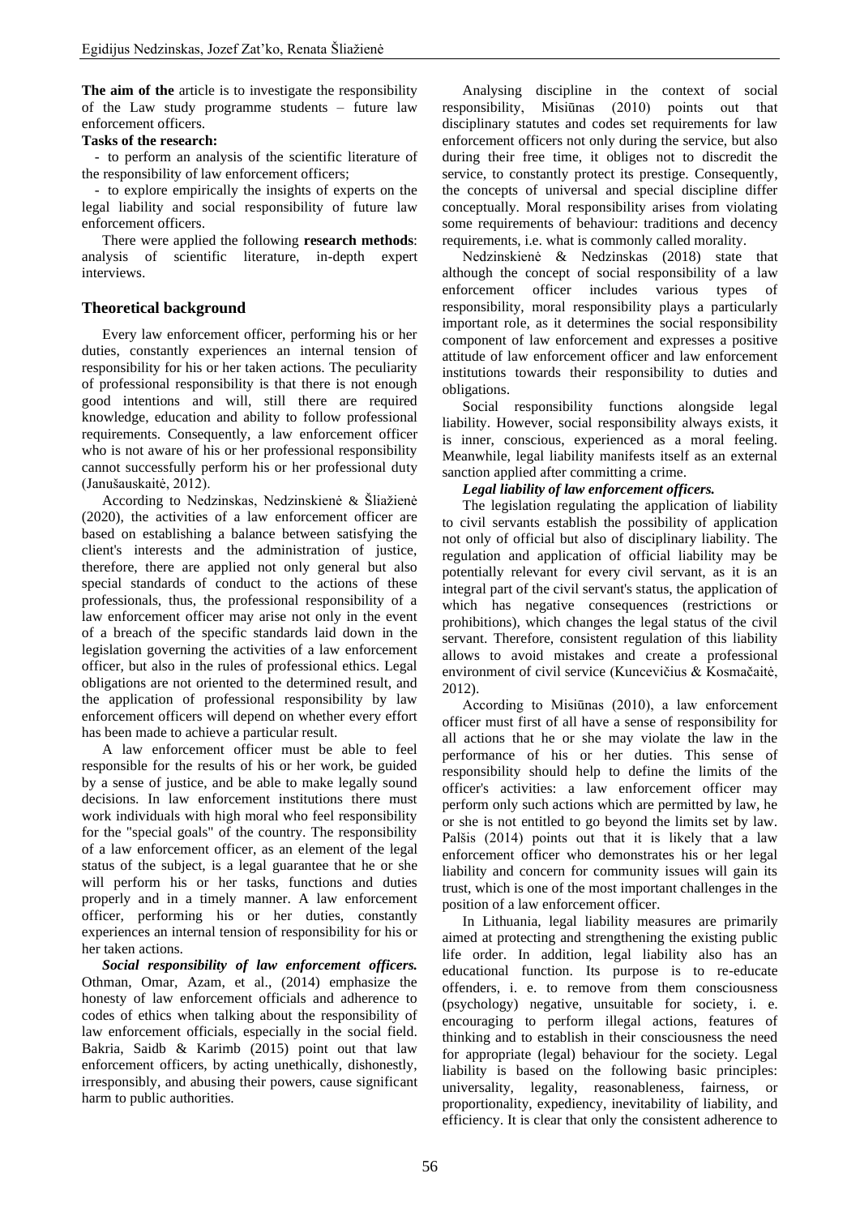**The aim of the** article is to investigate the responsibility of the Law study programme students – future law enforcement officers.

**Tasks of the research:**

- to perform an analysis of the scientific literature of the responsibility of law enforcement officers;
- to explore empirically the insights of experts on the legal liability and social responsibility of future law enforcement officers.

There were applied the following **research methods**: analysis of scientific literature, in-depth expert interviews.

## Theoretical background

Every law enforcement officer, performing his or her duties, constantly experiences an internal tension of responsibility for his or her taken actions. The peculiarity of professional responsibility is that there is not enough good intentions and will, still there are required knowledge, education and ability to follow professional requirements. Consequently, a law enforcement officer who is not aware of his or her professional responsibility cannot successfully perform his or her professional duty (Janušauskaitė, 2012).

According to Nedzinskas, Nedzinskienė & Šliažienė (2020), the activities of a law enforcement officer are based on establishing a balance between satisfying the client's interests and the administration of justice, therefore, there are applied not only general but also special standards of conduct to the actions of these professionals, thus, the professional responsibility of a law enforcement officer may arise not only in the event of a breach of the specific standards laid down in the legislation governing the activities of a law enforcement officer, but also in the rules of professional ethics. Legal obligations are not oriented to the determined result, and the application of professional responsibility by law enforcement officers will depend on whether every effort has been made to achieve a particular result.

A law enforcement officer must be able to feel responsible for the results of his or her work, be guided by a sense of justice, and be able to make legally sound decisions. In law enforcement institutions there must work individuals with high moral who feel responsibility for the "special goals" of the country. The responsibility of a law enforcement officer, as an element of the legal status of the subject, is a legal guarantee that he or she will perform his or her tasks, functions and duties properly and in a timely manner. A law enforcement officer, performing his or her duties, constantly experiences an internal tension of responsibility for his or her taken actions.

***Social responsibility of law enforcement officers.*** Othman, Omar, Azam, et al., (2014) emphasize the honesty of law enforcement officials and adherence to codes of ethics when talking about the responsibility of law enforcement officials, especially in the social field. Bakria, Saidb & Karimb (2015) point out that law enforcement officers, by acting unethically, dishonestly, irresponsibly, and abusing their powers, cause significant harm to public authorities.

Analysing discipline in the context of social responsibility, Misiūnas (2010) points out that disciplinary statutes and codes set requirements for law enforcement officers not only during the service, but also during their free time, it obliges not to discredit the service, to constantly protect its prestige. Consequently, the concepts of universal and special discipline differ conceptually. Moral responsibility arises from violating some requirements of behaviour: traditions and decency requirements, i.e. what is commonly called morality.

Nedzinskienė & Nedzinskas (2018) state that although the concept of social responsibility of a law enforcement officer includes various types of responsibility, moral responsibility plays a particularly important role, as it determines the social responsibility component of law enforcement and expresses a positive attitude of law enforcement officer and law enforcement institutions towards their responsibility to duties and obligations.

Social responsibility functions alongside legal liability. However, social responsibility always exists, it is inner, conscious, experienced as a moral feeling. Meanwhile, legal liability manifests itself as an external sanction applied after committing a crime.

***Legal liability of law enforcement officers.***

The legislation regulating the application of liability to civil servants establish the possibility of application not only of official but also of disciplinary liability. The regulation and application of official liability may be potentially relevant for every civil servant, as it is an integral part of the civil servant's status, the application of which has negative consequences (restrictions or prohibitions), which changes the legal status of the civil servant. Therefore, consistent regulation of this liability allows to avoid mistakes and create a professional environment of civil service (Kuncevičius & Kosmačaitė, 2012).

According to Misiūnas (2010), a law enforcement officer must first of all have a sense of responsibility for all actions that he or she may violate the law in the performance of his or her duties. This sense of responsibility should help to define the limits of the officer's activities: a law enforcement officer may perform only such actions which are permitted by law, he or she is not entitled to go beyond the limits set by law. Palšis (2014) points out that it is likely that a law enforcement officer who demonstrates his or her legal liability and concern for community issues will gain its trust, which is one of the most important challenges in the position of a law enforcement officer.

In Lithuania, legal liability measures are primarily aimed at protecting and strengthening the existing public life order. In addition, legal liability also has an educational function. Its purpose is to re-educate offenders, i. e. to remove from them consciousness (psychology) negative, unsuitable for society, i. e. encouraging to perform illegal actions, features of thinking and to establish in their consciousness the need for appropriate (legal) behaviour for the society. Legal liability is based on the following basic principles: universality, legality, reasonableness, fairness, or proportionality, expediency, inevitability of liability, and efficiency. It is clear that only the consistent adherence to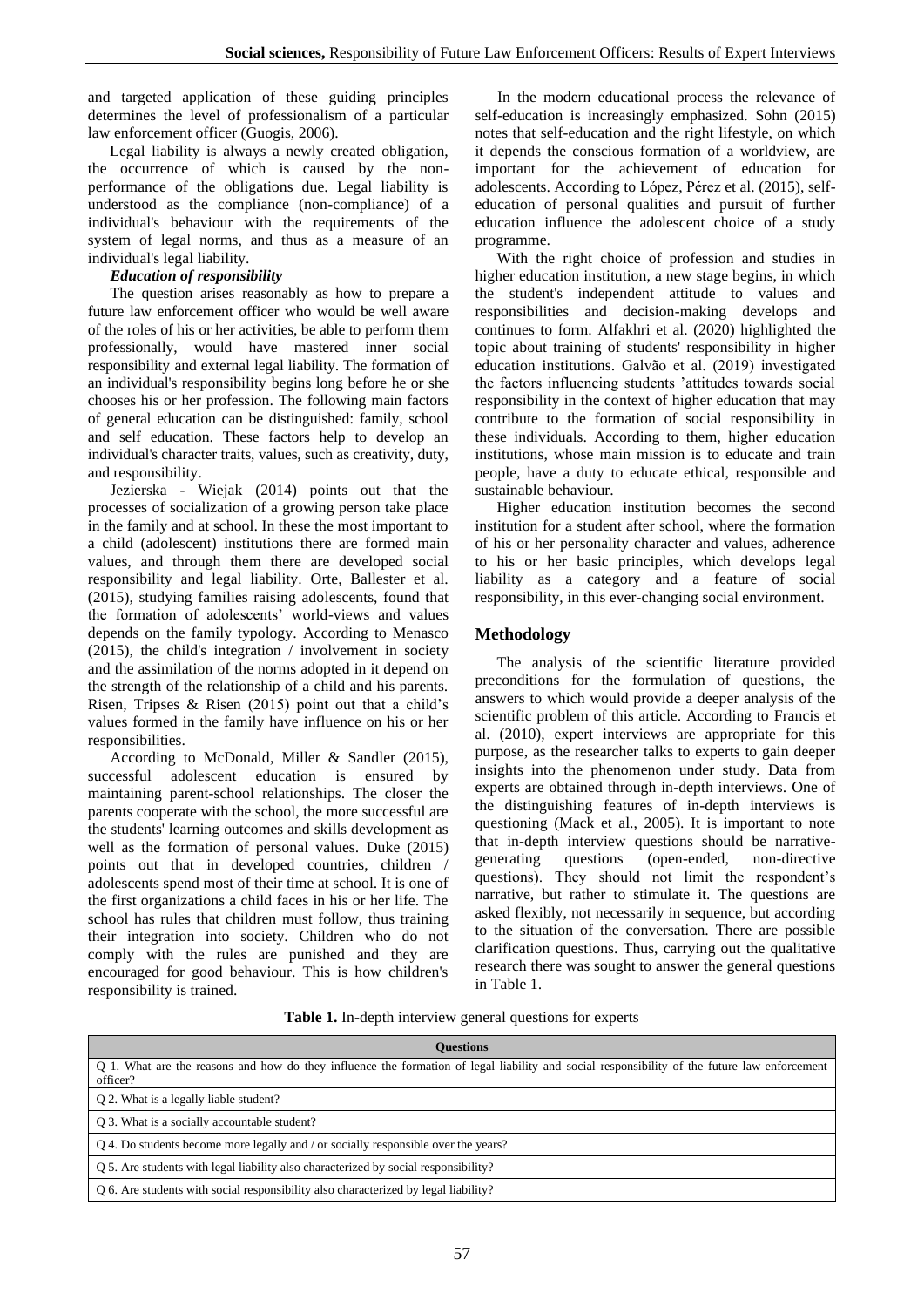and targeted application of these guiding principles determines the level of professionalism of a particular law enforcement officer (Guogis, 2006).

Legal liability is always a newly created obligation, the occurrence of which is caused by the non-performance of the obligations due. Legal liability is understood as the compliance (non-compliance) of a individual's behaviour with the requirements of the system of legal norms, and thus as a measure of an individual's legal liability.

***Education of responsibility***

The question arises reasonably as how to prepare a future law enforcement officer who would be well aware of the roles of his or her activities, be able to perform them professionally, would have mastered inner social responsibility and external legal liability. The formation of an individual's responsibility begins long before he or she chooses his or her profession. The following main factors of general education can be distinguished: family, school and self education. These factors help to develop an individual's character traits, values, such as creativity, duty, and responsibility.

Jezierska - Wiejak (2014) points out that the processes of socialization of a growing person take place in the family and at school. In these the most important to a child (adolescent) institutions there are formed main values, and through them there are developed social responsibility and legal liability. Orte, Ballester et al. (2015), studying families raising adolescents, found that the formation of adolescents' world-views and values depends on the family typology. According to Menasco (2015), the child's integration / involvement in society and the assimilation of the norms adopted in it depend on the strength of the relationship of a child and his parents. Risen, Tripses & Risen (2015) point out that a child's values formed in the family have influence on his or her responsibilities.

According to McDonald, Miller & Sandler (2015), successful adolescent education is ensured by maintaining parent-school relationships. The closer the parents cooperate with the school, the more successful are the students' learning outcomes and skills development as well as the formation of personal values. Duke (2015) points out that in developed countries, children / adolescents spend most of their time at school. It is one of the first organizations a child faces in his or her life. The school has rules that children must follow, thus training their integration into society. Children who do not comply with the rules are punished and they are encouraged for good behaviour. This is how children's responsibility is trained.

In the modern educational process the relevance of self-education is increasingly emphasized. Sohn (2015) notes that self-education and the right lifestyle, on which it depends the conscious formation of a worldview, are important for the achievement of education for adolescents. According to López, Pérez et al. (2015), self-education of personal qualities and pursuit of further education influence the adolescent choice of a study programme.

With the right choice of profession and studies in higher education institution, a new stage begins, in which the student's independent attitude to values and responsibilities and decision-making develops and continues to form. Alfakhri et al. (2020) highlighted the topic about training of students' responsibility in higher education institutions. Galvão et al. (2019) investigated the factors influencing students 'attitudes towards social responsibility in the context of higher education that may contribute to the formation of social responsibility in these individuals. According to them, higher education institutions, whose main mission is to educate and train people, have a duty to educate ethical, responsible and sustainable behaviour.

Higher education institution becomes the second institution for a student after school, where the formation of his or her personality character and values, adherence to his or her basic principles, which develops legal liability as a category and a feature of social responsibility, in this ever-changing social environment.

## Methodology

The analysis of the scientific literature provided preconditions for the formulation of questions, the answers to which would provide a deeper analysis of the scientific problem of this article. According to Francis et al. (2010), expert interviews are appropriate for this purpose, as the researcher talks to experts to gain deeper insights into the phenomenon under study. Data from experts are obtained through in-depth interviews. One of the distinguishing features of in-depth interviews is questioning (Mack et al., 2005). It is important to note that in-depth interview questions should be narrative-generating questions (open-ended, non-directive questions). They should not limit the respondent's narrative, but rather to stimulate it. The questions are asked flexibly, not necessarily in sequence, but according to the situation of the conversation. There are possible clarification questions. Thus, carrying out the qualitative research there was sought to answer the general questions in Table 1.

**Table 1.** In-depth interview general questions for experts

| Questions |
|---|
| Q 1. What are the reasons and how do they influence the formation of legal liability and social responsibility of the future law enforcement officer? |
| Q 2. What is a legally liable student? |
| Q 3. What is a socially accountable student? |
| Q 4. Do students become more legally and / or socially responsible over the years? |
| Q 5. Are students with legal liability also characterized by social responsibility? |
| Q 6. Are students with social responsibility also characterized by legal liability? |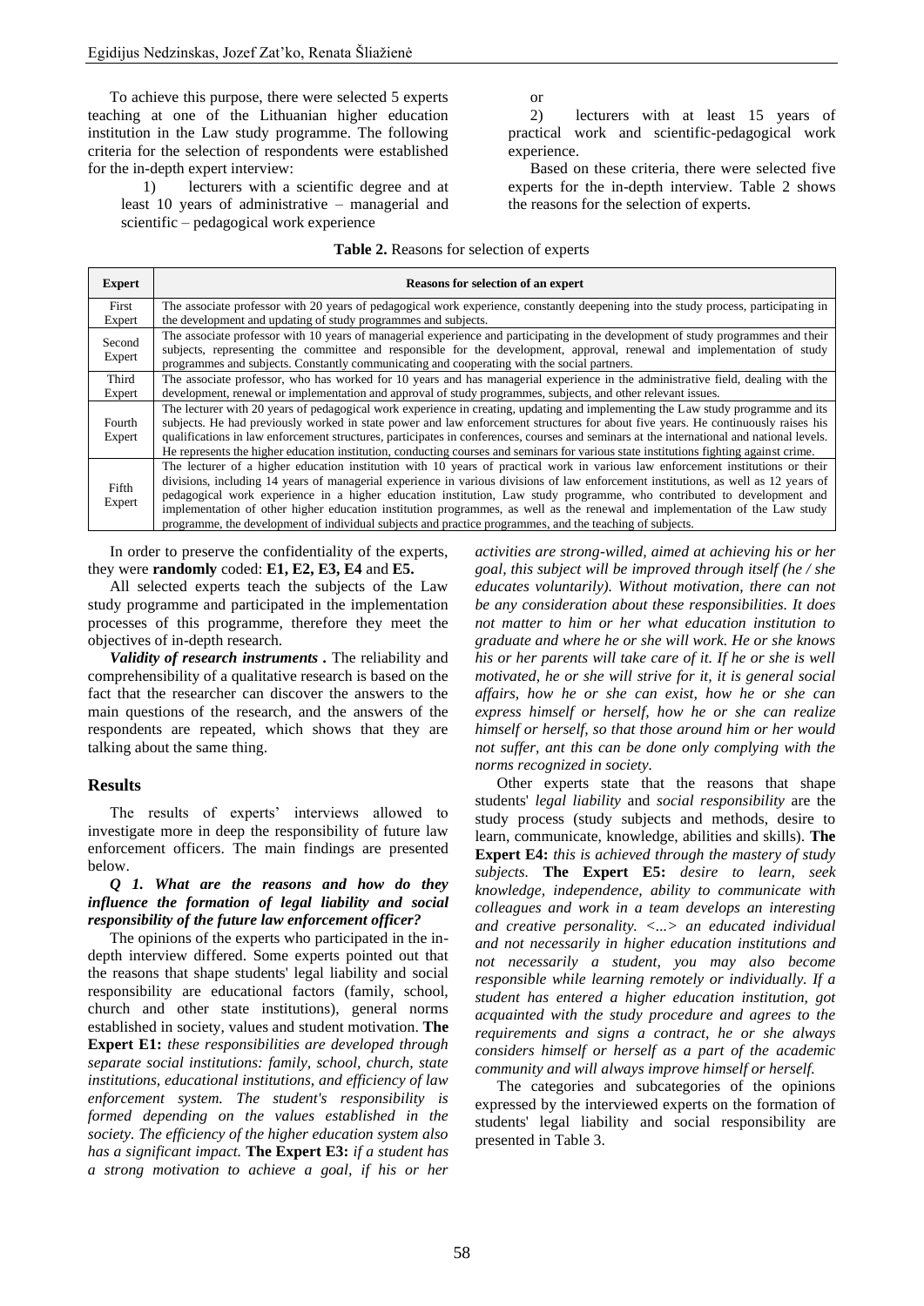To achieve this purpose, there were selected 5 experts teaching at one of the Lithuanian higher education institution in the Law study programme. The following criteria for the selection of respondents were established for the in-depth expert interview:

1) lecturers with a scientific degree and at least 10 years of administrative – managerial and scientific – pedagogical work experience

or

2) lecturers with at least 15 years of practical work and scientific-pedagogical work experience.

Based on these criteria, there were selected five experts for the in-depth interview. Table 2 shows the reasons for the selection of experts.

**Table 2.** Reasons for selection of experts

| Expert | Reasons for selection of an expert |
|---|---|
| First Expert | The associate professor with 20 years of pedagogical work experience, constantly deepening into the study process, participating in the development and updating of study programmes and subjects. |
| Second Expert | The associate professor with 10 years of managerial experience and participating in the development of study programmes and their subjects, representing the committee and responsible for the development, approval, renewal and implementation of study programmes and subjects. Constantly communicating and cooperating with the social partners. |
| Third Expert | The associate professor, who has worked for 10 years and has managerial experience in the administrative field, dealing with the development, renewal or implementation and approval of study programmes, subjects, and other relevant issues. |
| Fourth Expert | The lecturer with 20 years of pedagogical work experience in creating, updating and implementing the Law study programme and its subjects. He had previously worked in state power and law enforcement structures for about five years. He continuously raises his qualifications in law enforcement structures, participates in conferences, courses and seminars at the international and national levels. He represents the higher education institution, conducting courses and seminars for various state institutions fighting against crime. |
| Fifth Expert | The lecturer of a higher education institution with 10 years of practical work in various law enforcement institutions or their divisions, including 14 years of managerial experience in various divisions of law enforcement institutions, as well as 12 years of pedagogical work experience in a higher education institution, Law study programme, who contributed to the development and implementation of other higher education institution programmes, as well as the renewal and implementation of the Law study programme, the development of individual subjects and practice programmes, and the teaching of subjects. |

In order to preserve the confidentiality of the experts, they were **randomly** coded: **E1, E2, E3, E4** and **E5.**

All selected experts teach the subjects of the Law study programme and participated in the implementation processes of this programme, therefore they meet the objectives of in-depth research.

***Validity of research instruments .*** The reliability and comprehensibility of a qualitative research is based on the fact that the researcher can discover the answers to the main questions of the research, and the answers of the respondents are repeated, which shows that they are talking about the same thing.

## Results

The results of experts' interviews allowed to investigate more in deep the responsibility of future law enforcement officers. The main findings are presented below.

***Q 1. What are the reasons and how do they influence the formation of legal liability and social responsibility of the future law enforcement officer?***

The opinions of the experts who participated in the in-depth interview differed. Some experts pointed out that the reasons that shape students' legal liability and social responsibility are educational factors (family, school, church and other state institutions), general norms established in society, values and student motivation. **The Expert E1:** *these responsibilities are developed through separate social institutions: family, school, church, state institutions, educational institutions, and efficiency of law enforcement system. The student's responsibility is formed depending on the values established in the society. The efficiency of the higher education system also has a significant impact.* **The Expert E3:** *if a student has a strong motivation to achieve a goal, if his or her activities are strong-willed, aimed at achieving his or her goal, this subject will be improved through itself (he / she educates voluntarily). Without motivation, there can not be any consideration about these responsibilities. It does not matter to him or her what education institution to graduate and where he or she will work. He or she knows his or her parents will take care of it. If he or she is well motivated, he or she will strive for it, it is general social affairs, how he or she can exist, how he or she can express himself or herself, how he or she can realize himself or herself, so that those around him or her would not suffer, ant this can be done only complying with the norms recognized in society.*

Other experts state that the reasons that shape students' *legal liability* and *social responsibility* are the study process (study subjects and methods, desire to learn, communicate, knowledge, abilities and skills). **The Expert E4:** *this is achieved through the mastery of study subjects.* **The Expert E5:** *desire to learn, seek knowledge, independence, ability to communicate with colleagues and work in a team develops an interesting and creative personality. <...> an educated individual and not necessarily in higher education institutions and not necessarily a student, you may also become responsible while learning remotely or individually. If a student has entered a higher education institution, got acquainted with the study procedure and agrees to the requirements and signs a contract, he or she always considers himself or herself as a part of the academic community and will always improve himself or herself.*

The categories and subcategories of the opinions expressed by the interviewed experts on the formation of students' legal liability and social responsibility are presented in Table 3.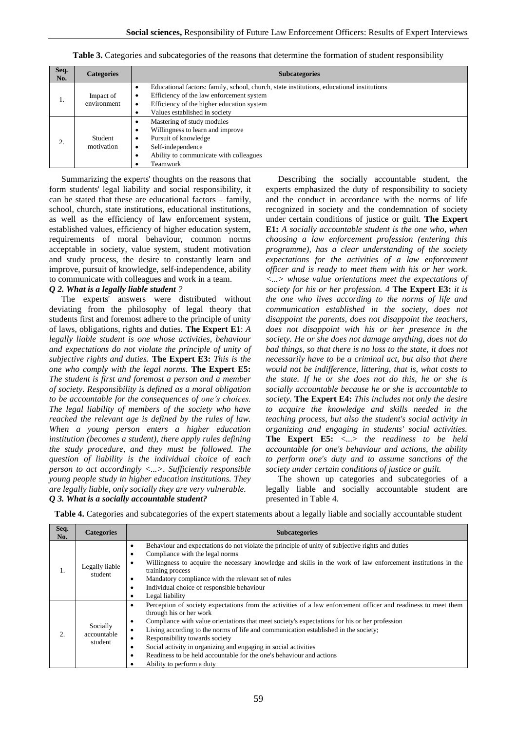**Table 3.** Categories and subcategories of the reasons that determine the formation of student responsibility

| Seq. No. | Categories | Subcategories |
|---|---|---|
| 1. | Impact of environment | • Educational factors: family, school, church, state institutions, educational institutions<br>• Efficiency of the law enforcement system<br>• Efficiency of the higher education system<br>• Values established in society |
| 2. | Student motivation | • Mastering of study modules<br>• Willingness to learn and improve<br>• Pursuit of knowledge<br>• Self-independence<br>• Ability to communicate with colleagues<br>• Teamwork |

Summarizing the experts' thoughts on the reasons that form students' legal liability and social responsibility, it can be stated that these are educational factors – family, school, church, state institutions, educational institutions, as well as the efficiency of law enforcement system, established values, efficiency of higher education system, requirements of moral behaviour, common norms acceptable in society, value system, student motivation and study process, the desire to constantly learn and improve, pursuit of knowledge, self-independence, ability to communicate with colleagues and work in a team.

***Q 2. What is a legally liable student ?***

The experts' answers were distributed without deviating from the philosophy of legal theory that students first and foremost adhere to the principle of unity of laws, obligations, rights and duties. **The Expert E1**: *A legally liable student is one whose activities, behaviour and expectations do not violate the principle of unity of subjective rights and duties.* **The Expert E3:** *This is the one who comply with the legal norms.* **The Expert E5:** *The student is first and foremost a person and a member of society. Responsibility is defined as a moral obligation to be accountable for the consequences of one's choices. The legal liability of members of the society who have reached the relevant age is defined by the rules of law. When a young person enters a higher education institution (becomes a student), there apply rules defining the study procedure, and they must be followed. The question of liability is the individual choice of each person to act accordingly <...>. Sufficiently responsible young people study in higher education institutions. They are legally liable, only socially they are very vulnerable.*

***Q 3. What is a socially accountable student?***

Describing the socially accountable student, the experts emphasized the duty of responsibility to society and the conduct in accordance with the norms of life recognized in society and the condemnation of the society under certain conditions of justice or guilt. **The Expert E1:** *A socially accountable student is the one who, when choosing a law enforcement profession (entering this programme), has a clear understanding of the society expectations for the activities of a law enforcement officer and is ready to meet them with his or her work. <...> whose value orientations meet the expectations of society for his or her profession. 4* **The Expert E3:** *it is the one who lives according to the norms of life and communication established in the society, does not disappoint the parents, does not disappoint the teachers, does not disappoint with his or her presence in the society. He or she does not damage anything, does not do bad things, so that there is no loss to the state, it does not necessarily have to be a criminal act, but also that there would not be indifference, littering, that is, what costs to the state. If he or she does not do this, he or she is socially accountable because he or she is accountable to society.* **The Expert E4:** *This includes not only the desire to acquire the knowledge and skills needed in the teaching process, but also the student's social activity in organizing and engaging in students' social activities.* **The Expert E5:** *<...> the readiness to be held accountable for one's behaviour and actions, the ability to perform one's duty and to assume sanctions of the society under certain conditions of justice or guilt.*

The shown up categories and subcategories of a legally liable and socially accountable student are presented in Table 4.

**Table 4.** Categories and subcategories of the expert statements about a legally liable and socially accountable student

| Seq. No. | Categories | Subcategories |
|---|---|---|
| 1. | Legally liable student | • Behaviour and expectations do not violate the principle of unity of subjective rights and duties<br>• Compliance with the legal norms<br>• Willingness to acquire the necessary knowledge and skills in the work of law enforcement institutions in the training process<br>• Mandatory compliance with the relevant set of rules<br>• Individual choice of responsible behaviour<br>• Legal liability |
| 2. | Socially accountable student | • Perception of society expectations from the activities of a law enforcement officer and readiness to meet them through his or her work<br>• Compliance with value orientations that meet society's expectations for his or her profession<br>• Living according to the norms of life and communication established in the society;<br>• Responsibility towards society<br>• Social activity in organizing and engaging in social activities<br>• Readiness to be held accountable for the one's behaviour and actions<br>• Ability to perform a duty |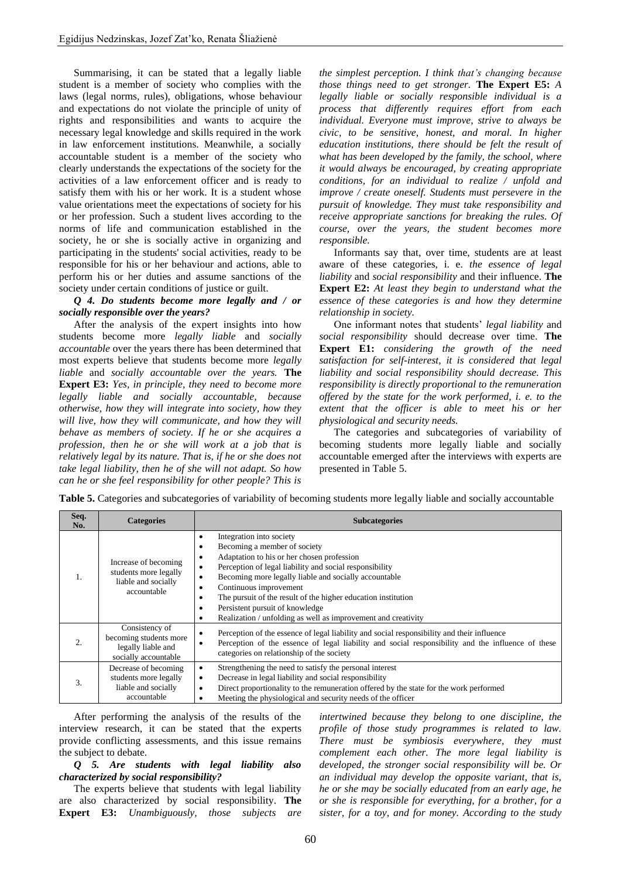Summarising, it can be stated that a legally liable student is a member of society who complies with the laws (legal norms, rules), obligations, whose behaviour and expectations do not violate the principle of unity of rights and responsibilities and wants to acquire the necessary legal knowledge and skills required in the work in law enforcement institutions. Meanwhile, a socially accountable student is a member of the society who clearly understands the expectations of the society for the activities of a law enforcement officer and is ready to satisfy them with his or her work. It is a student whose value orientations meet the expectations of society for his or her profession. Such a student lives according to the norms of life and communication established in the society, he or she is socially active in organizing and participating in the students' social activities, ready to be responsible for his or her behaviour and actions, able to perform his or her duties and assume sanctions of the society under certain conditions of justice or guilt.

***Q 4. Do students become more legally and / or socially responsible over the years?***

After the analysis of the expert insights into how students become more *legally liable* and *socially accountable* over the years there has been determined that most experts believe that students become more *legally liable* and *socially accountable over the years.* **The Expert E3:** *Yes, in principle, they need to become more legally liable and socially accountable, because otherwise, how they will integrate into society, how they will live, how they will communicate, and how they will behave as members of society. If he or she acquires a profession, then he or she will work at a job that is relatively legal by its nature. That is, if he or she does not take legal liability, then he of she will not adapt. So how can he or she feel responsibility for other people? This is the simplest perception. I think that's changing because those things need to get stronger.* **The Expert E5:** *A legally liable or socially responsible individual is a process that differently requires effort from each individual. Everyone must improve, strive to always be civic, to be sensitive, honest, and moral. In higher education institutions, there should be felt the result of what has been developed by the family, the school, where it would always be encouraged, by creating appropriate conditions, for an individual to realize / unfold and improve / create oneself. Students must persevere in the pursuit of knowledge. They must take responsibility and receive appropriate sanctions for breaking the rules. Of course, over the years, the student becomes more responsible.*

Informants say that, over time, students are at least aware of these categories, i. e. *the essence of legal liability* and *social responsibility* and their influence. **The Expert E2:** *At least they begin to understand what the essence of these categories is and how they determine relationship in society.*

One informant notes that students' *legal liability* and *social responsibility* should decrease over time. **The Expert E1:** *considering the growth of the need satisfaction for self-interest, it is considered that legal liability and social responsibility should decrease. This responsibility is directly proportional to the remuneration offered by the state for the work performed, i. e. to the extent that the officer is able to meet his or her physiological and security needs.*

The categories and subcategories of variability of becoming students more legally liable and socially accountable emerged after the interviews with experts are presented in Table 5.

**Table 5.** Categories and subcategories of variability of becoming students more legally liable and socially accountable

| Seq. No. | Categories | Subcategories |
|---|---|---|
| 1. | Increase of becoming students more legally liable and socially accountable | • Integration into society<br>• Becoming a member of society<br>• Adaptation to his or her chosen profession<br>• Perception of legal liability and social responsibility<br>• Becoming more legally liable and socially accountable<br>• Continuous improvement<br>• The pursuit of the result of the higher education institution<br>• Persistent pursuit of knowledge<br>• Realization / unfolding as well as improvement and creativity |
| 2. | Consistency of becoming students more legally liable and socially accountable | • Perception of the essence of legal liability and social responsibility and their influence<br>• Perception of the essence of legal liability and social responsibility and the influence of these categories on relationship of the society |
| 3. | Decrease of becoming students more legally liable and socially accountable | • Strengthening the need to satisfy the personal interest<br>• Decrease in legal liability and social responsibility<br>• Direct proportionality to the remuneration offered by the state for the work performed<br>• Meeting the physiological and security needs of the officer |

After performing the analysis of the results of the interview research, it can be stated that the experts provide conflicting assessments, and this issue remains the subject to debate.

***Q 5. Are students with legal liability also characterized by social responsibility?***

The experts believe that students with legal liability are also characterized by social responsibility. **The Expert E3:** *Unambiguously, those subjects are intertwined because they belong to one discipline, the profile of those study programmes is related to law. There must be symbiosis everywhere, they must complement each other. The more legal liability is developed, the stronger social responsibility will be. Or an individual may develop the opposite variant, that is, he or she may be socially educated from an early age, he or she is responsible for everything, for a brother, for a sister, for a toy, and for money. According to the study*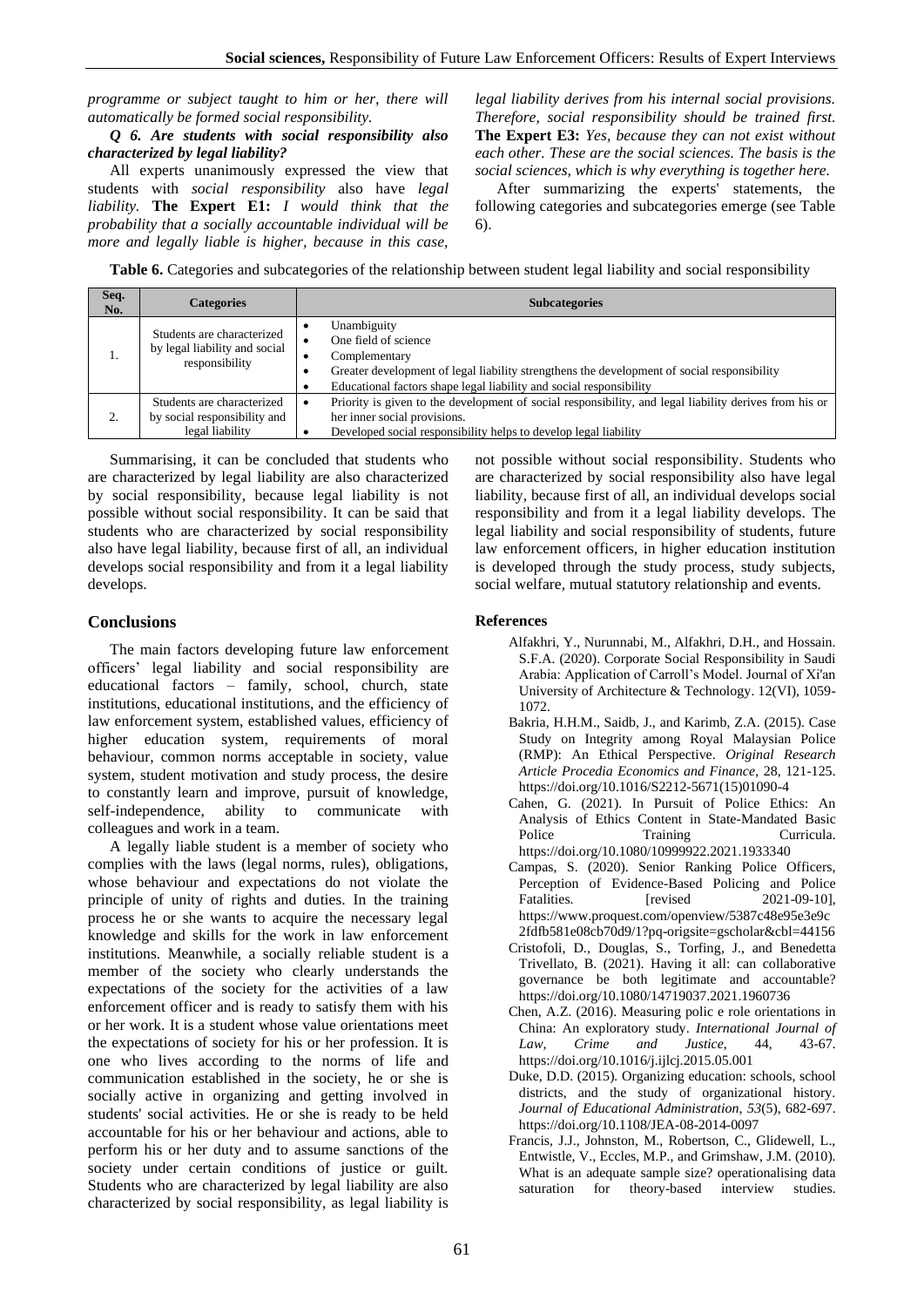*programme or subject taught to him or her, there will automatically be formed social responsibility.*

***Q 6. Are students with social responsibility also characterized by legal liability?***

All experts unanimously expressed the view that students with *social responsibility* also have *legal liability.* **The Expert E1:** *I would think that the probability that a socially accountable individual will be more and legally liable is higher, because in this case, legal liability derives from his internal social provisions. Therefore, social responsibility should be trained first.* **The Expert E3:** *Yes, because they can not exist without each other. These are the social sciences. The basis is the social sciences, which is why everything is together here.*

After summarizing the experts' statements, the following categories and subcategories emerge (see Table 6).

**Table 6.** Categories and subcategories of the relationship between student legal liability and social responsibility

| Seq. No. | Categories | Subcategories |
|---|---|---|
| 1. | Students are characterized by legal liability and social responsibility | • Unambiguity<br>• One field of science<br>• Complementary<br>• Greater development of legal liability strengthens the development of social responsibility<br>• Educational factors shape legal liability and social responsibility |
| 2. | Students are characterized by social responsibility and legal liability | • Priority is given to the development of social responsibility, and legal liability derives from his or her inner social provisions.<br>• Developed social responsibility helps to develop legal liability |

Summarising, it can be concluded that students who are characterized by legal liability are also characterized by social responsibility, because legal liability is not possible without social responsibility. It can be said that students who are characterized by social responsibility also have legal liability, because first of all, an individual develops social responsibility and from it a legal liability develops.

## Conclusions

The main factors developing future law enforcement officers' legal liability and social responsibility are educational factors – family, school, church, state institutions, educational institutions, and the efficiency of law enforcement system, established values, efficiency of higher education system, requirements of moral behaviour, common norms acceptable in society, value system, student motivation and study process, the desire to constantly learn and improve, pursuit of knowledge, self-independence, ability to communicate with colleagues and work in a team.

A legally liable student is a member of society who complies with the laws (legal norms, rules), obligations, whose behaviour and expectations do not violate the principle of unity of rights and duties. In the training process he or she wants to acquire the necessary legal knowledge and skills for the work in law enforcement institutions. Meanwhile, a socially reliable student is a member of the society who clearly understands the expectations of the society for the activities of a law enforcement officer and is ready to satisfy them with his or her work. It is a student whose value orientations meet the expectations of society for his or her profession. It is one who lives according to the norms of life and communication established in the society, he or she is socially active in organizing and getting involved in students' social activities. He or she is ready to be held accountable for his or her behaviour and actions, able to perform his or her duty and to assume sanctions of the society under certain conditions of justice or guilt. Students who are characterized by legal liability are also characterized by social responsibility, as legal liability is not possible without social responsibility. Students who are characterized by social responsibility also have legal liability, because first of all, an individual develops social responsibility and from it a legal liability develops. The legal liability and social responsibility of students, future law enforcement officers, in higher education institution is developed through the study process, study subjects, social welfare, mutual statutory relationship and events.

### References

Alfakhri, Y., Nurunnabi, M., Alfakhri, D.H., and Hossain. S.F.A. (2020). Corporate Social Responsibility in Saudi Arabia: Application of Carroll's Model. Journal of Xi'an University of Architecture & Technology. 12(VI), 1059-1072.

Bakria, H.H.M., Saidb, J., and Karimb, Z.A. (2015). Case Study on Integrity among Royal Malaysian Police (RMP): An Ethical Perspective. *Original Research Article Procedia Economics and Finance*, 28, 121-125. https://doi.org/10.1016/S2212-5671(15)01090-4

Cahen, G. (2021). In Pursuit of Police Ethics: An Analysis of Ethics Content in State-Mandated Basic Police Training Curricula. https://doi.org/10.1080/10999922.2021.1933340

Campas, S. (2020). Senior Ranking Police Officers, Perception of Evidence-Based Policing and Police Fatalities. [revised 2021-09-10], https://www.proquest.com/openview/5387c48e95e3e9c2fdfb581e08cb70d9/1?pq-origsite=gscholar&cbl=44156

Cristofoli, D., Douglas, S., Torfing, J., and Benedetta Trivellato, B. (2021). Having it all: can collaborative governance be both legitimate and accountable? https://doi.org/10.1080/14719037.2021.1960736

Chen, A.Z. (2016). Measuring polic e role orientations in China: An exploratory study. *International Journal of Law, Crime and Justice*, 44, 43-67. https://doi.org/10.1016/j.ijlcj.2015.05.001

Duke, D.D. (2015). Organizing education: schools, school districts, and the study of organizational history. *Journal of Educational Administration, 53*(5), 682-697. https://doi.org/10.1108/JEA-08-2014-0097

Francis, J.J., Johnston, M., Robertson, C., Glidewell, L., Entwistle, V., Eccles, M.P., and Grimshaw, J.M. (2010). What is an adequate sample size? operationalising data saturation for theory-based interview studies.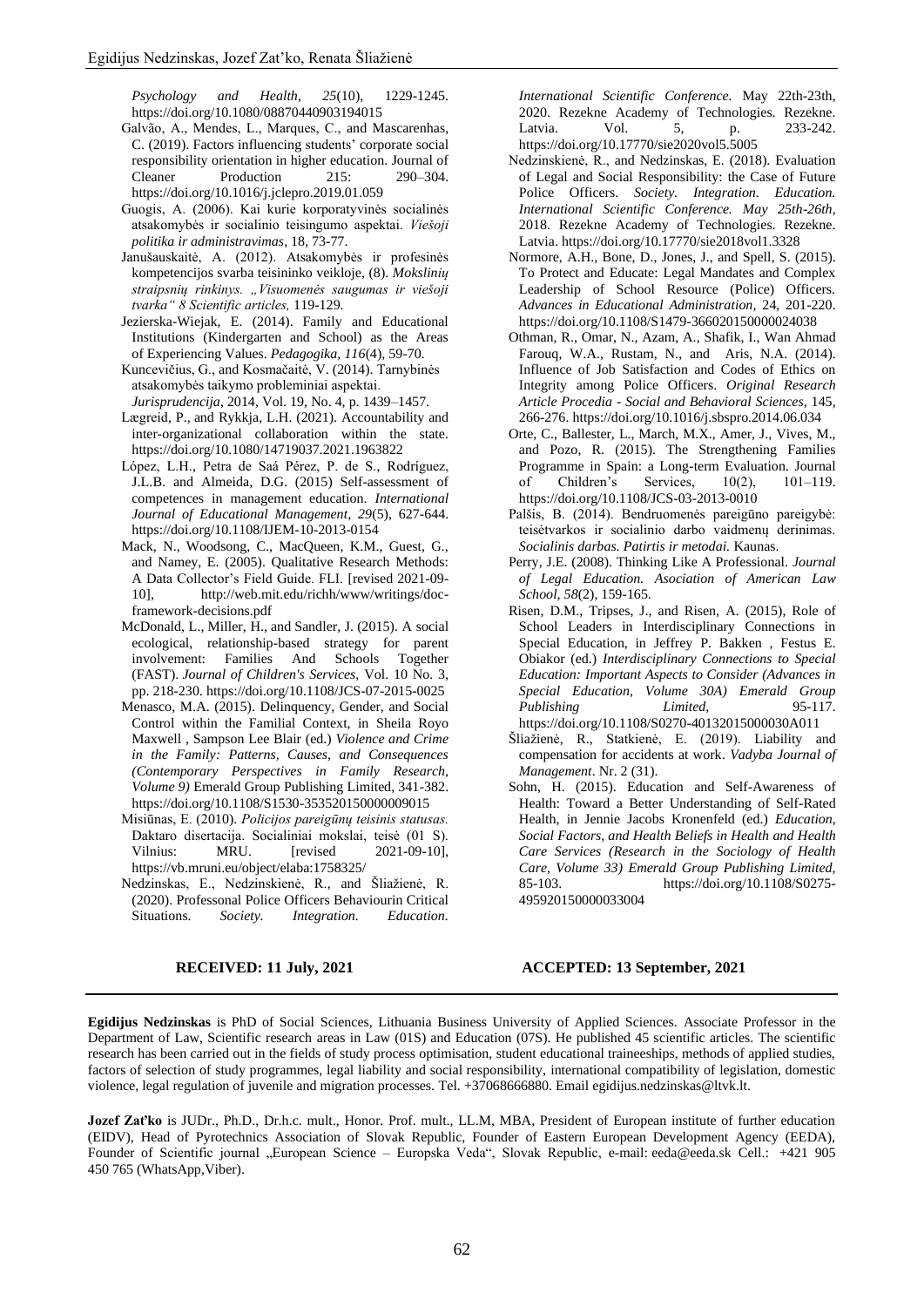*Psychology and Health, 25*(10), 1229-1245. https://doi.org/10.1080/08870440903194015

Galvão, A., Mendes, L., Marques, C., and Mascarenhas, C. (2019). Factors influencing students' corporate social responsibility orientation in higher education. Journal of Cleaner Production 215: 290–304. https://doi.org/10.1016/j.jclepro.2019.01.059

Guogis, A. (2006). Kai kurie korporatyvinės socialinės atsakomybės ir socialinio teisingumo aspektai. *Viešoji politika ir administravimas*, 18, 73-77.

Janušauskaitė, A. (2012). Atsakomybės ir profesinės kompetencijos svarba teisininko veikloje, (8). *Mokslinių straipsnių rinkinys. „Visuomenės saugumas ir viešoji tvarka" 8 Scientific articles,* 119-129.

Jezierska-Wiejak, E. (2014). Family and Educational Institutions (Kindergarten and School) as the Areas of Experiencing Values. *Pedagogika, 116*(4), 59-70.

Kuncevičius, G., and Kosmačaitė, V. (2014). Tarnybinės atsakomybės taikymo probleminiai aspektai. *Jurisprudencija*, 2014, Vol. 19, No. 4, p. 1439–1457.

Lægreid, P., and Rykkja, L.H. (2021). Accountability and inter-organizational collaboration within the state. https://doi.org/10.1080/14719037.2021.1963822

López, L.H., Petra de Saá Pérez, P. de S., Rodríguez, J.L.B. and Almeida, D.G. (2015) Self-assessment of competences in management education. *International Journal of Educational Management, 29*(5), 627-644. https://doi.org/10.1108/IJEM-10-2013-0154

Mack, N., Woodsong, C., MacQueen, K.M., Guest, G., and Namey, E. (2005). Qualitative Research Methods: A Data Collector's Field Guide. FLI. [revised 2021-09-10], http://web.mit.edu/richh/www/writings/doc-framework-decisions.pdf

McDonald, L., Miller, H., and Sandler, J. (2015). A social ecological, relationship-based strategy for parent involvement: Families And Schools Together (FAST). *Journal of Children's Services*, Vol. 10 No. 3, pp. 218-230. https://doi.org/10.1108/JCS-07-2015-0025

Menasco, M.A. (2015). Delinquency, Gender, and Social Control within the Familial Context, in Sheila Royo Maxwell , Sampson Lee Blair (ed.) *Violence and Crime in the Family: Patterns, Causes, and Consequences (Contemporary Perspectives in Family Research, Volume 9)* Emerald Group Publishing Limited, 341-382. https://doi.org/10.1108/S1530-353520150000009015

Misiūnas, E. (2010). *Policijos pareigūnų teisinis statusas*. Daktaro disertacija. Socialiniai mokslai, teisė (01 S). Vilnius: MRU. [revised 2021-09-10], https://vb.mruni.eu/object/elaba:1758325/

Nedzinskas, E., Nedzinskienė, R., and Šliažienė, R. (2020). Professonal Police Officers Behaviourin Critical Situations. *Society. Integration. Education. International Scientific Conference.* May 22th-23th, 2020. Rezekne Academy of Technologies. Rezekne. Latvia. Vol. 5, p. 233-242. https://doi.org/10.17770/sie2020vol5.5005

Nedzinskienė, R., and Nedzinskas, E. (2018). Evaluation of Legal and Social Responsibility: the Case of Future Police Officers. *Society. Integration. Education. International Scientific Conference. May 25th-26th,* 2018. Rezekne Academy of Technologies. Rezekne. Latvia. https://doi.org/10.17770/sie2018vol1.3328

Normore, A.H., Bone, D., Jones, J., and Spell, S. (2015). To Protect and Educate: Legal Mandates and Complex Leadership of School Resource (Police) Officers. *Advances in Educational Administration*, 24, 201-220. https://doi.org/10.1108/S1479-366020150000024038

Othman, R., Omar, N., Azam, A., Shafik, I., Wan Ahmad Farouq, W.A., Rustam, N., and Aris, N.A. (2014). Influence of Job Satisfaction and Codes of Ethics on Integrity among Police Officers. *Original Research Article Procedia - Social and Behavioral Sciences*, 145, 266-276. https://doi.org/10.1016/j.sbspro.2014.06.034

Orte, C., Ballester, L., March, M.X., Amer, J., Vives, M., and Pozo, R. (2015). The Strengthening Families Programme in Spain: a Long-term Evaluation. Journal of Children's Services, 10(2), 101–119. https://doi.org/10.1108/JCS-03-2013-0010

Palšis, B. (2014). Bendruomenės pareigūno pareigybė: teisėtvarkos ir socialinio darbo vaidmenų derinimas. *Socialinis darbas. Patirtis ir metodai.* Kaunas.

Perry, J.E. (2008). Thinking Like A Professional. *Journal of Legal Education. Asociation of American Law School, 58*(2), 159-165.

Risen, D.M., Tripses, J., and Risen, A. (2015), Role of School Leaders in Interdisciplinary Connections in Special Education, in Jeffrey P. Bakken , Festus E. Obiakor (ed.) *Interdisciplinary Connections to Special Education: Important Aspects to Consider (Advances in Special Education, Volume 30A) Emerald Group Publishing Limited*, 95-117. https://doi.org/10.1108/S0270-40132015000030A011

Šliažienė, R., Statkienė, E. (2019). Liability and compensation for accidents at work. *Vadyba Journal of Management*. Nr. 2 (31).

Sohn, H. (2015). Education and Self-Awareness of Health: Toward a Better Understanding of Self-Rated Health, in Jennie Jacobs Kronenfeld (ed.) *Education, Social Factors, and Health Beliefs in Health and Health Care Services (Research in the Sociology of Health Care, Volume 33) Emerald Group Publishing Limited*, 85-103. https://doi.org/10.1108/S0275-495920150000033004

**RECEIVED: 11 July, 2021** **ACCEPTED: 13 September, 2021**

---

**Egidijus Nedzinskas** is PhD of Social Sciences, Lithuania Business University of Applied Sciences. Associate Professor in the Department of Law, Scientific research areas in Law (01S) and Education (07S). He published 45 scientific articles. The scientific research has been carried out in the fields of study process optimisation, student educational traineeships, methods of applied studies, factors of selection of study programmes, legal liability and social responsibility, international compatibility of legislation, domestic violence, legal regulation of juvenile and migration processes. Tel. +37068666880. Email egidijus.nedzinskas@ltvk.lt.

**Jozef Zaťko** is JUDr., Ph.D., Dr.h.c. mult., Honor. Prof. mult., LL.M, MBA, President of European institute of further education (EIDV), Head of Pyrotechnics Association of Slovak Republic, Founder of Eastern European Development Agency (EEDA), Founder of Scientific journal „European Science – Europska Veda", Slovak Republic, e-mail: eeda@eeda.sk Cell.: +421 905 450 765 (WhatsApp,Viber).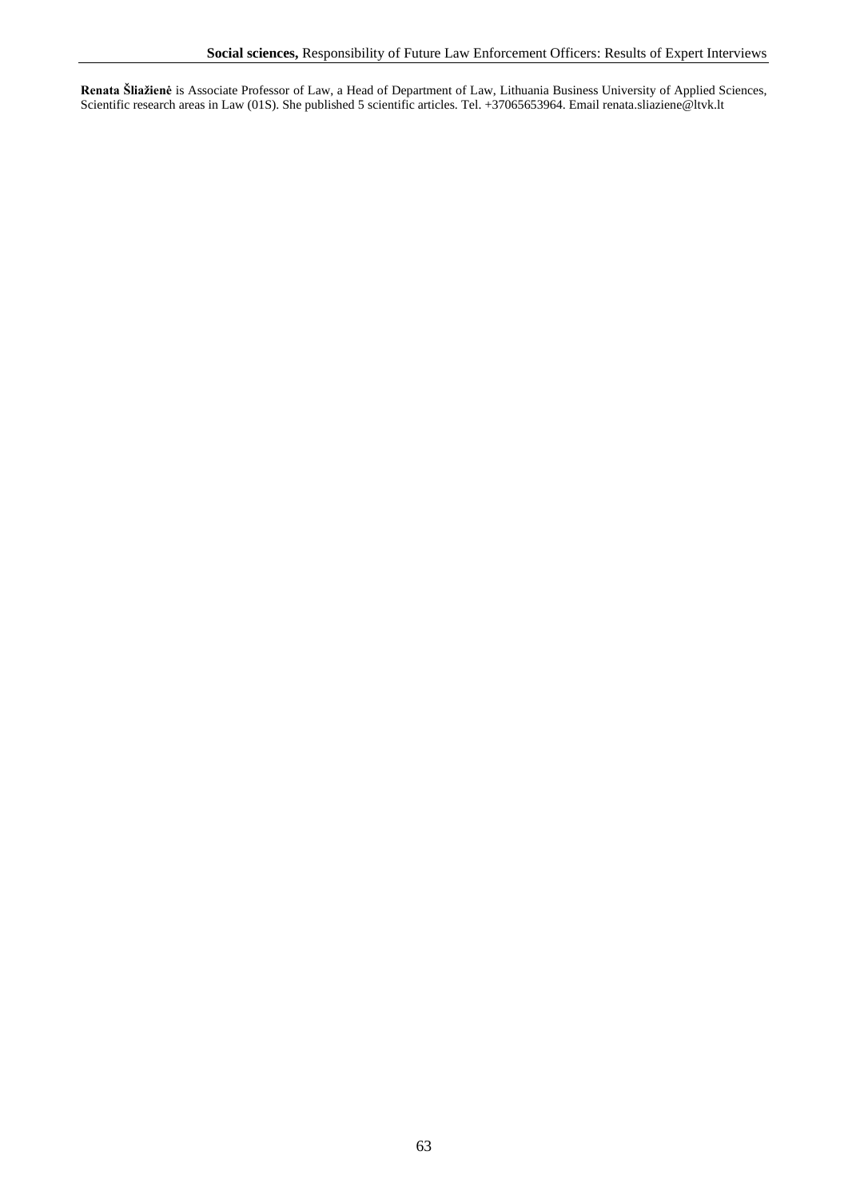**Renata Šliažienė** is Associate Professor of Law, a Head of Department of Law, Lithuania Business University of Applied Sciences, Scientific research areas in Law (01S). She published 5 scientific articles. Tel. +37065653964. Email renata.sliaziene@ltvk.lt